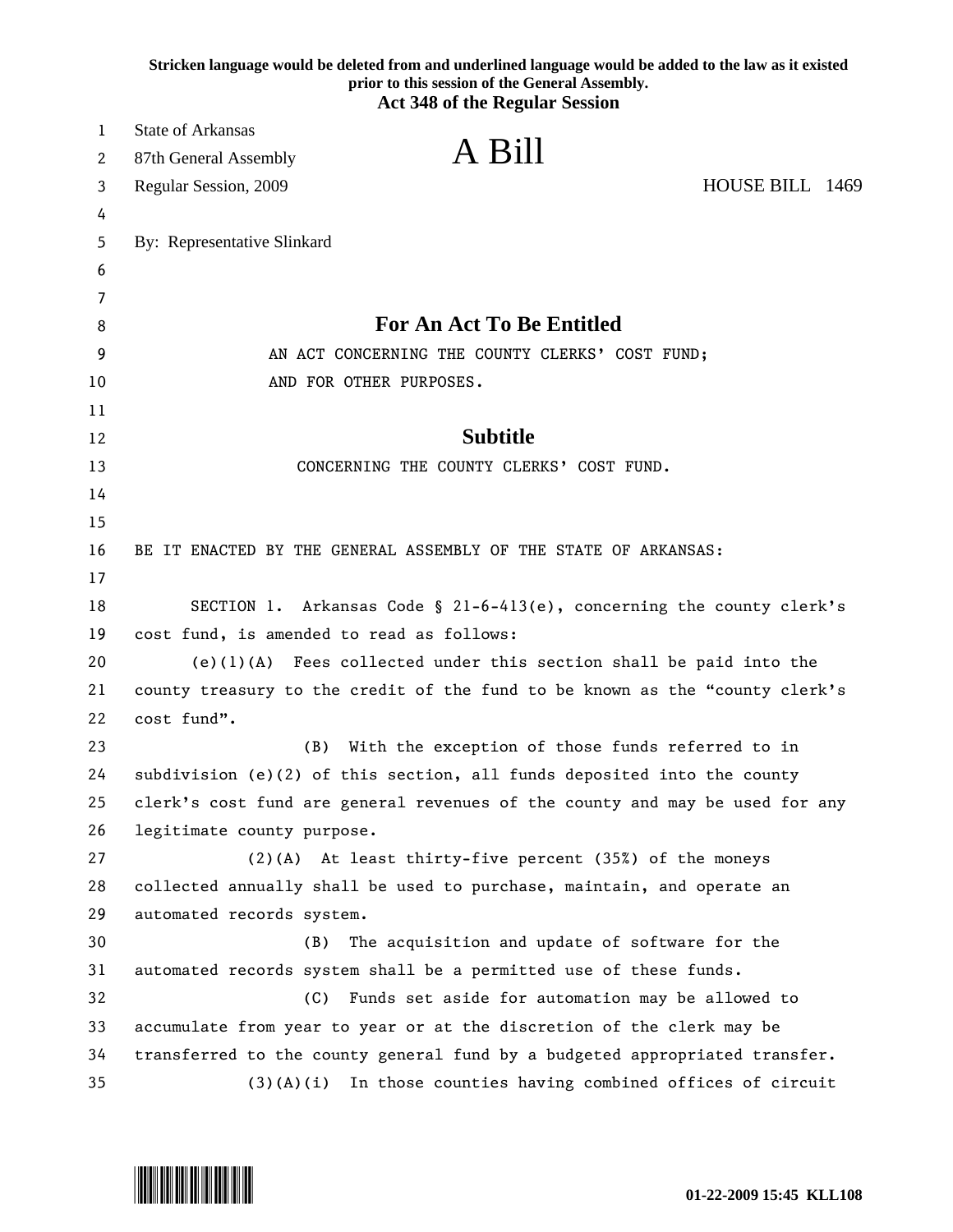**Stricken language would be deleted from and underlined language would be added to the law as it existed prior to this session of the General Assembly.**
**Act 348 of the Regular Session**

State of Arkansas
87th General Assembly

# A Bill

Regular Session, 2009 HOUSE BILL 1469

By: Representative Slinkard

## For An Act To Be Entitled

AN ACT CONCERNING THE COUNTY CLERKS' COST FUND; AND FOR OTHER PURPOSES.

## Subtitle

CONCERNING THE COUNTY CLERKS' COST FUND.

BE IT ENACTED BY THE GENERAL ASSEMBLY OF THE STATE OF ARKANSAS:

SECTION 1. Arkansas Code § 21-6-413(e), concerning the county clerk's cost fund, is amended to read as follows:

(e)(1)(A) Fees collected under this section shall be paid into the county treasury to the credit of the fund to be known as the "county clerk's cost fund".

(B) With the exception of those funds referred to in subdivision (e)(2) of this section, all funds deposited into the county clerk's cost fund are general revenues of the county and may be used for any legitimate county purpose.

(2)(A) At least thirty-five percent (35%) of the moneys collected annually shall be used to purchase, maintain, and operate an automated records system.

(B) The acquisition and update of software for the automated records system shall be a permitted use of these funds.

(C) Funds set aside for automation may be allowed to accumulate from year to year or at the discretion of the clerk may be transferred to the county general fund by a budgeted appropriated transfer.

(3)(A)(i) In those counties having combined offices of circuit

01-22-2009 15:45 KLL108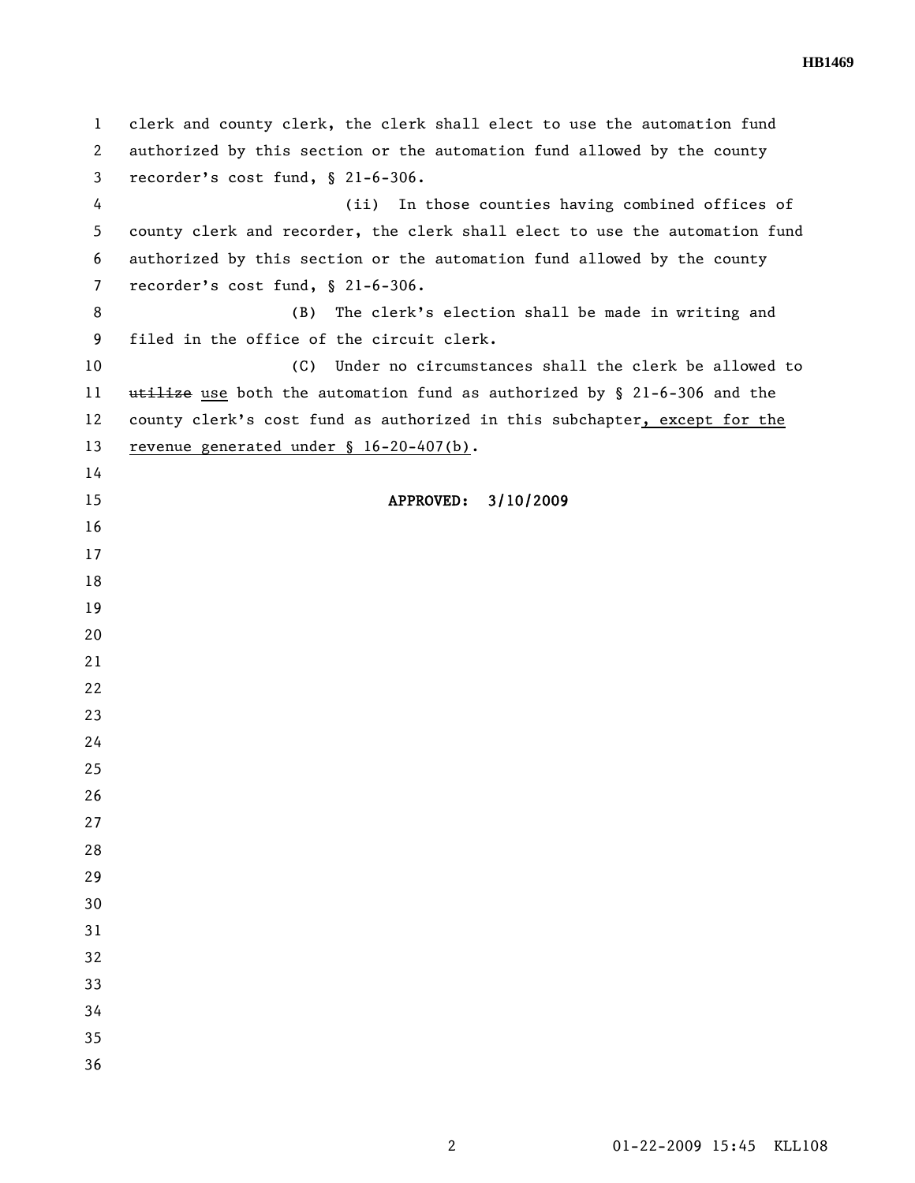clerk and county clerk, the clerk shall elect to use the automation fund authorized by this section or the automation fund allowed by the county recorder's cost fund, § 21-6-306.

(ii) In those counties having combined offices of county clerk and recorder, the clerk shall elect to use the automation fund authorized by this section or the automation fund allowed by the county recorder's cost fund, § 21-6-306.

(B) The clerk's election shall be made in writing and filed in the office of the circuit clerk.

(C) Under no circumstances shall the clerk be allowed to ~~utilize~~ use both the automation fund as authorized by § 21-6-306 and the county clerk's cost fund as authorized in this subchapter, except for the revenue generated under § 16-20-407(b).

**APPROVED: 3/10/2009**